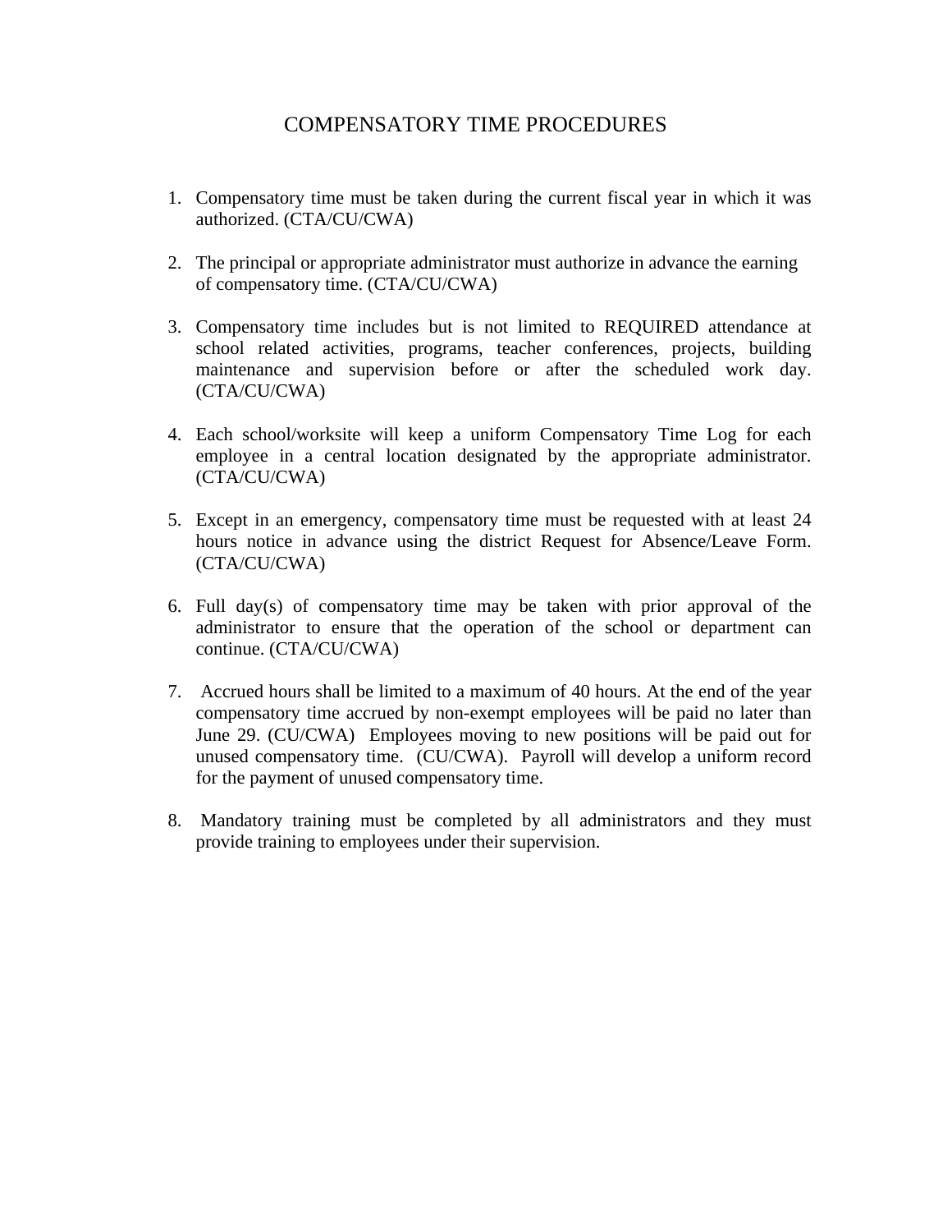# COMPENSATORY TIME PROCEDURES

1. Compensatory time must be taken during the current fiscal year in which it was authorized. (CTA/CU/CWA)

2. The principal or appropriate administrator must authorize in advance the earning of compensatory time. (CTA/CU/CWA)

3. Compensatory time includes but is not limited to REQUIRED attendance at school related activities, programs, teacher conferences, projects, building maintenance and supervision before or after the scheduled work day. (CTA/CU/CWA)

4. Each school/worksite will keep a uniform Compensatory Time Log for each employee in a central location designated by the appropriate administrator. (CTA/CU/CWA)

5. Except in an emergency, compensatory time must be requested with at least 24 hours notice in advance using the district Request for Absence/Leave Form. (CTA/CU/CWA)

6. Full day(s) of compensatory time may be taken with prior approval of the administrator to ensure that the operation of the school or department can continue. (CTA/CU/CWA)

7. Accrued hours shall be limited to a maximum of 40 hours. At the end of the year compensatory time accrued by non-exempt employees will be paid no later than June 29. (CU/CWA) Employees moving to new positions will be paid out for unused compensatory time. (CU/CWA). Payroll will develop a uniform record for the payment of unused compensatory time.

8. Mandatory training must be completed by all administrators and they must provide training to employees under their supervision.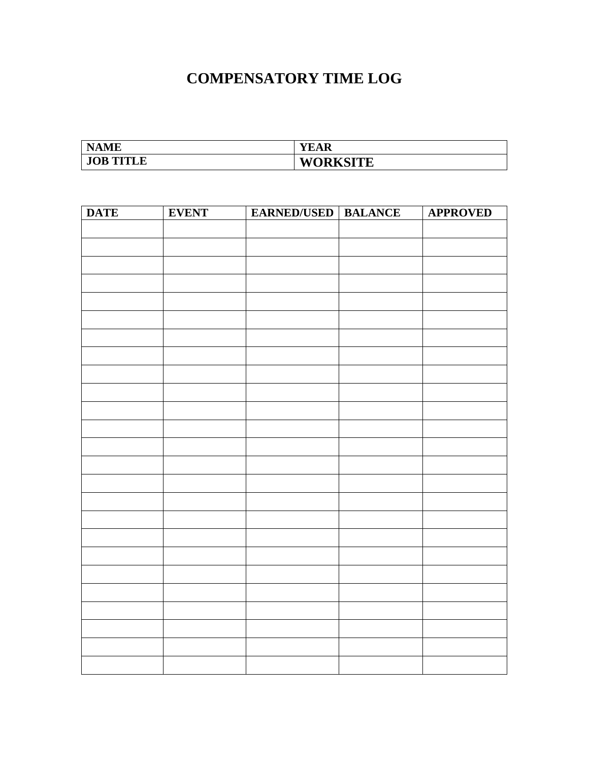# COMPENSATORY TIME LOG

| NAME | YEAR |
|---|---|
| JOB TITLE | WORKSITE |

| DATE | EVENT | EARNED/USED | BALANCE | APPROVED |
|---|---|---|---|---|
| | | | | |
| | | | | |
| | | | | |
| | | | | |
| | | | | |
| | | | | |
| | | | | |
| | | | | |
| | | | | |
| | | | | |
| | | | | |
| | | | | |
| | | | | |
| | | | | |
| | | | | |
| | | | | |
| | | | | |
| | | | | |
| | | | | |
| | | | | |
| | | | | |
| | | | | |
| | | | | |
| | | | | |
| | | | | |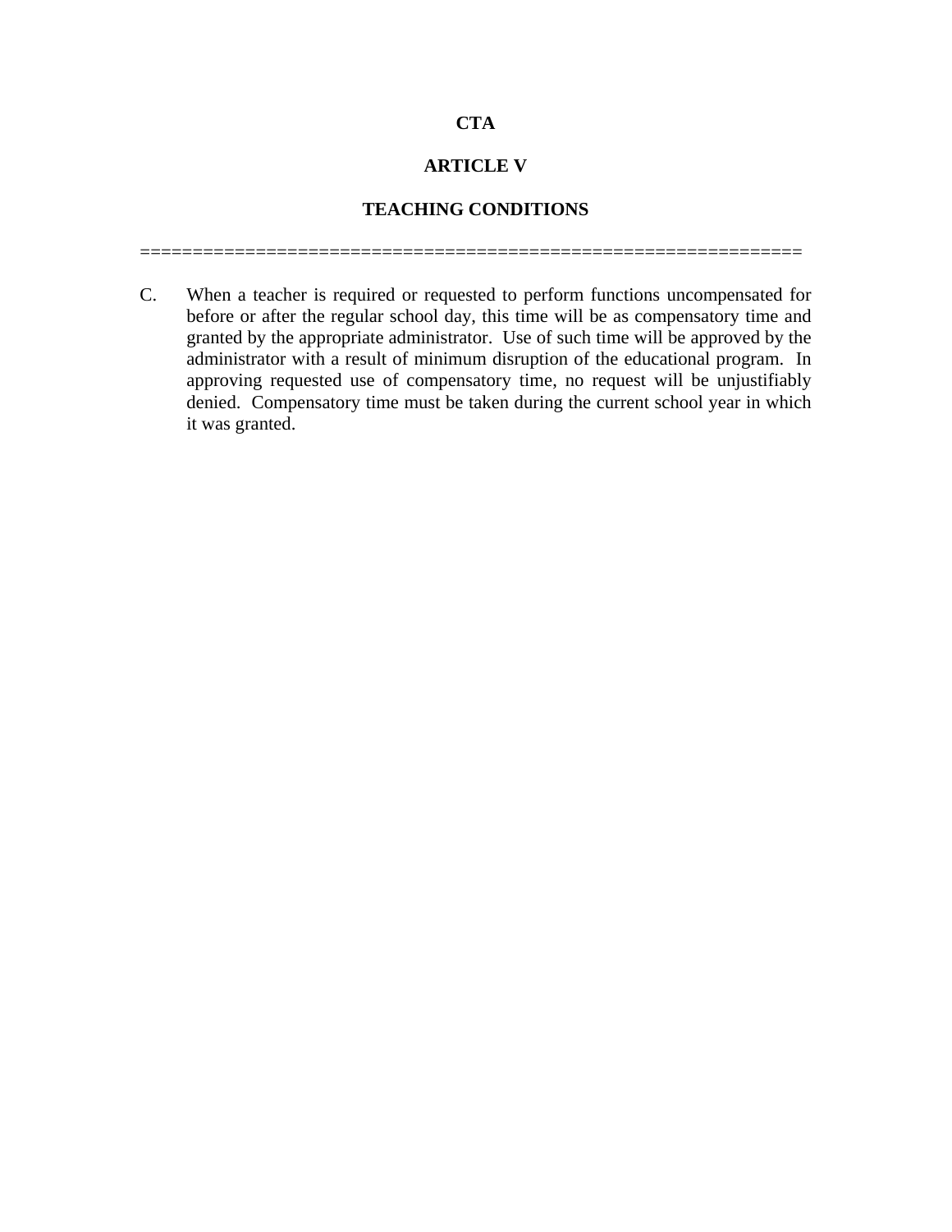**CTA**

**ARTICLE V**

**TEACHING CONDITIONS**

================================================================

C. When a teacher is required or requested to perform functions uncompensated for before or after the regular school day, this time will be as compensatory time and granted by the appropriate administrator. Use of such time will be approved by the administrator with a result of minimum disruption of the educational program. In approving requested use of compensatory time, no request will be unjustifiably denied. Compensatory time must be taken during the current school year in which it was granted.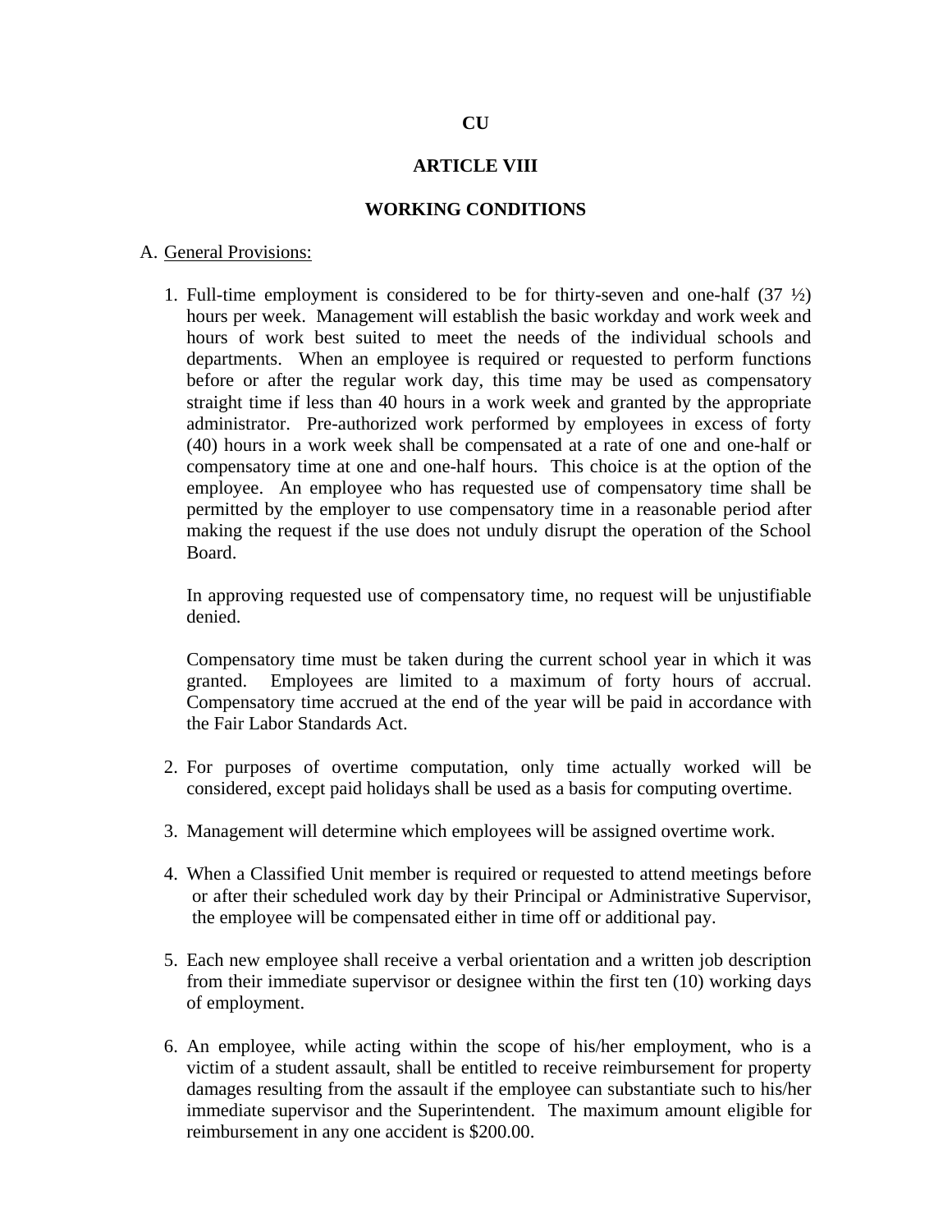**CU**

# ARTICLE VIII

## WORKING CONDITIONS

A. General Provisions:

1. Full-time employment is considered to be for thirty-seven and one-half (37 ½) hours per week. Management will establish the basic workday and work week and hours of work best suited to meet the needs of the individual schools and departments. When an employee is required or requested to perform functions before or after the regular work day, this time may be used as compensatory straight time if less than 40 hours in a work week and granted by the appropriate administrator. Pre-authorized work performed by employees in excess of forty (40) hours in a work week shall be compensated at a rate of one and one-half or compensatory time at one and one-half hours. This choice is at the option of the employee. An employee who has requested use of compensatory time shall be permitted by the employer to use compensatory time in a reasonable period after making the request if the use does not unduly disrupt the operation of the School Board.

   In approving requested use of compensatory time, no request will be unjustifiable denied.

   Compensatory time must be taken during the current school year in which it was granted. Employees are limited to a maximum of forty hours of accrual. Compensatory time accrued at the end of the year will be paid in accordance with the Fair Labor Standards Act.

2. For purposes of overtime computation, only time actually worked will be considered, except paid holidays shall be used as a basis for computing overtime.

3. Management will determine which employees will be assigned overtime work.

4. When a Classified Unit member is required or requested to attend meetings before or after their scheduled work day by their Principal or Administrative Supervisor, the employee will be compensated either in time off or additional pay.

5. Each new employee shall receive a verbal orientation and a written job description from their immediate supervisor or designee within the first ten (10) working days of employment.

6. An employee, while acting within the scope of his/her employment, who is a victim of a student assault, shall be entitled to receive reimbursement for property damages resulting from the assault if the employee can substantiate such to his/her immediate supervisor and the Superintendent. The maximum amount eligible for reimbursement in any one accident is $200.00.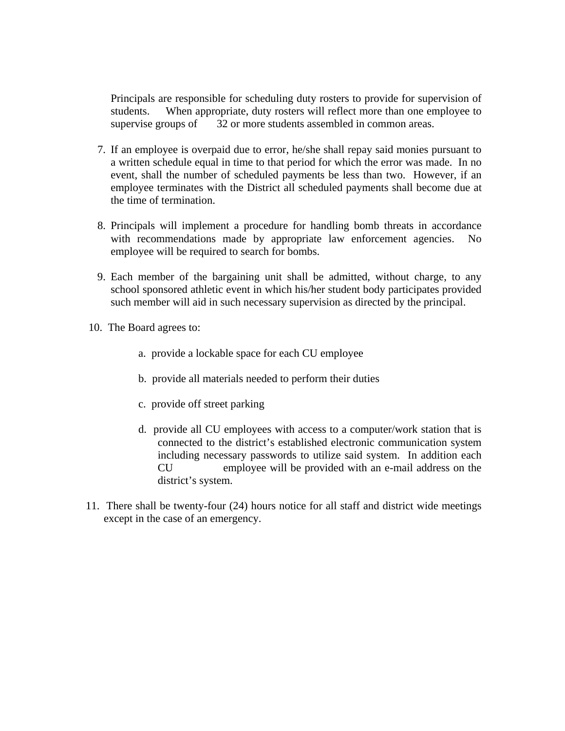Principals are responsible for scheduling duty rosters to provide for supervision of students. When appropriate, duty rosters will reflect more than one employee to supervise groups of 32 or more students assembled in common areas.

7. If an employee is overpaid due to error, he/she shall repay said monies pursuant to a written schedule equal in time to that period for which the error was made. In no event, shall the number of scheduled payments be less than two. However, if an employee terminates with the District all scheduled payments shall become due at the time of termination.

8. Principals will implement a procedure for handling bomb threats in accordance with recommendations made by appropriate law enforcement agencies. No employee will be required to search for bombs.

9. Each member of the bargaining unit shall be admitted, without charge, to any school sponsored athletic event in which his/her student body participates provided such member will aid in such necessary supervision as directed by the principal.

10. The Board agrees to:

    a. provide a lockable space for each CU employee

    b. provide all materials needed to perform their duties

    c. provide off street parking

    d. provide all CU employees with access to a computer/work station that is connected to the district's established electronic communication system including necessary passwords to utilize said system. In addition each CU employee will be provided with an e-mail address on the district's system.

11. There shall be twenty-four (24) hours notice for all staff and district wide meetings except in the case of an emergency.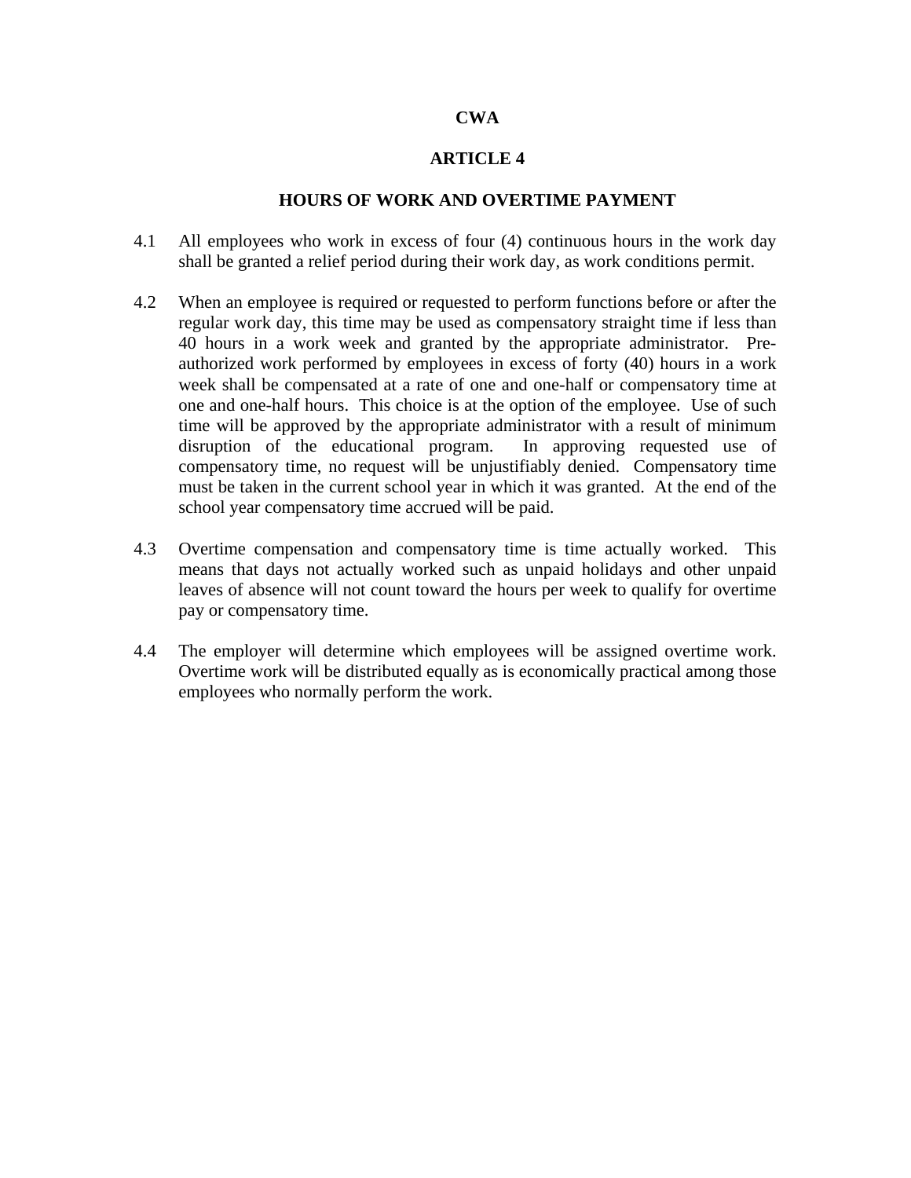**CWA**

# ARTICLE 4

## HOURS OF WORK AND OVERTIME PAYMENT

4.1 All employees who work in excess of four (4) continuous hours in the work day shall be granted a relief period during their work day, as work conditions permit.

4.2 When an employee is required or requested to perform functions before or after the regular work day, this time may be used as compensatory straight time if less than 40 hours in a work week and granted by the appropriate administrator. Pre-authorized work performed by employees in excess of forty (40) hours in a work week shall be compensated at a rate of one and one-half or compensatory time at one and one-half hours. This choice is at the option of the employee. Use of such time will be approved by the appropriate administrator with a result of minimum disruption of the educational program. In approving requested use of compensatory time, no request will be unjustifiably denied. Compensatory time must be taken in the current school year in which it was granted. At the end of the school year compensatory time accrued will be paid.

4.3 Overtime compensation and compensatory time is time actually worked. This means that days not actually worked such as unpaid holidays and other unpaid leaves of absence will not count toward the hours per week to qualify for overtime pay or compensatory time.

4.4 The employer will determine which employees will be assigned overtime work. Overtime work will be distributed equally as is economically practical among those employees who normally perform the work.